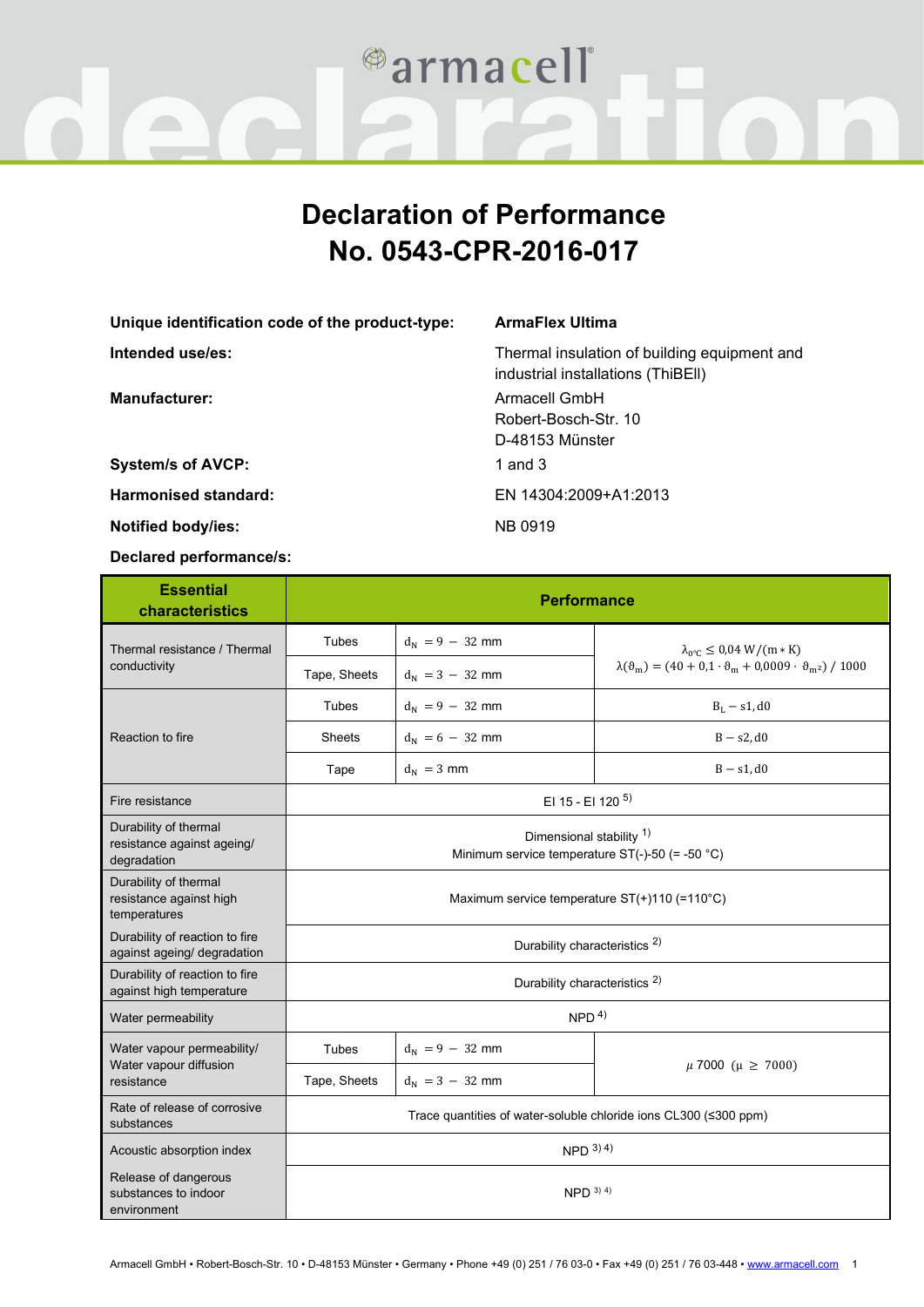# Declaration of Performance No. 0543-CPR-2016-017

| | |
|---|---|
| **Unique identification code of the product-type:** | **ArmaFlex Ultima** |
| **Intended use/es:** | Thermal insulation of building equipment and industrial installations (ThiBEII) |
| **Manufacturer:** | Armacell GmbH<br>Robert-Bosch-Str. 10<br>D-48153 Münster |
| **System/s of AVCP:** | 1 and 3 |
| **Harmonised standard:** | EN 14304:2009+A1:2013 |
| **Notified body/ies:** | NB 0919 |

**Declared performance/s:**

| Essential characteristics | Performance | | |
|---|---|---|---|
| Thermal resistance / Thermal conductivity | Tubes | $d_N = 9 - 32$ mm | $\lambda_{0°C} \leq 0{,}04\ W/(m * K)$<br>$\lambda(\vartheta_m) = (40 + 0{,}1 \cdot \vartheta_m + 0{,}0009 \cdot \vartheta_{m^2})\ /\ 1000$ |
| | Tape, Sheets | $d_N = 3 - 32$ mm | |
| Reaction to fire | Tubes | $d_N = 9 - 32$ mm | $B_L - s1, d0$ |
| | Sheets | $d_N = 6 - 32$ mm | $B - s2, d0$ |
| | Tape | $d_N = 3$ mm | $B - s1, d0$ |
| Fire resistance | EI 15 - EI 120 [5] | | |
| Durability of thermal resistance against ageing/ degradation | Dimensional stability [1]<br>Minimum service temperature ST(-)-50 (= -50 °C) | | |
| Durability of thermal resistance against high temperatures | Maximum service temperature ST(+)110 (=110°C) | | |
| Durability of reaction to fire against ageing/ degradation | Durability characteristics [2] | | |
| Durability of reaction to fire against high temperature | Durability characteristics [2] | | |
| Water permeability | NPD [4] | | |
| Water vapour permeability/ Water vapour diffusion resistance | Tubes | $d_N = 9 - 32$ mm | $\mu$ 7000 ($\mu \geq 7000$) |
| | Tape, Sheets | $d_N = 3 - 32$ mm | |
| Rate of release of corrosive substances | Trace quantities of water-soluble chloride ions CL300 (≤300 ppm) | | |
| Acoustic absorption index | NPD [3] [4] | | |
| Release of dangerous substances to indoor environment | NPD [3] [4] | | |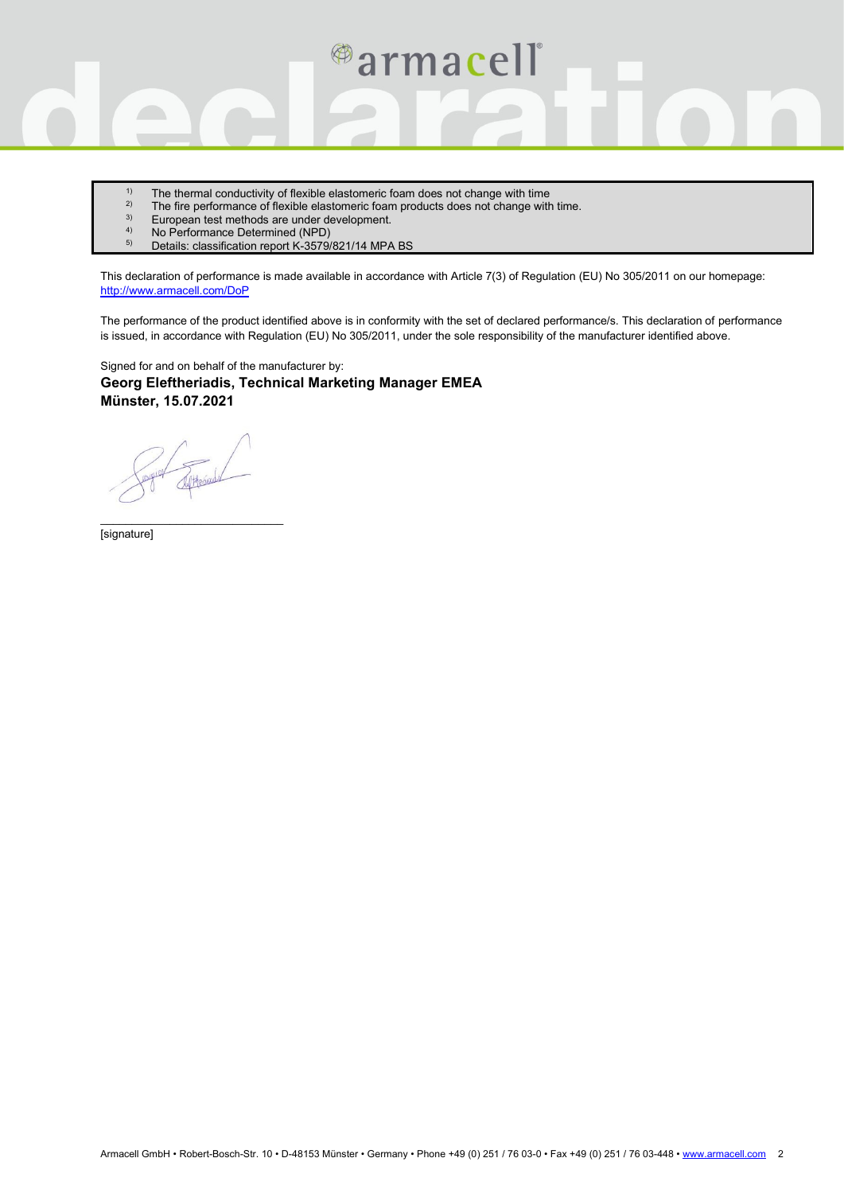1) The thermal conductivity of flexible elastomeric foam does not change with time
2) The fire performance of flexible elastomeric foam products does not change with time.
3) European test methods are under development.
4) No Performance Determined (NPD)
5) Details: classification report K-3579/821/14 MPA BS

This declaration of performance is made available in accordance with Article 7(3) of Regulation (EU) No 305/2011 on our homepage: http://www.armacell.com/DoP

The performance of the product identified above is in conformity with the set of declared performance/s. This declaration of performance is issued, in accordance with Regulation (EU) No 305/2011, under the sole responsibility of the manufacturer identified above.

Signed for and on behalf of the manufacturer by:

**Georg Eleftheriadis, Technical Marketing Manager EMEA**
**Münster, 15.07.2021**

_____________________________

[signature]

Armacell GmbH • Robert-Bosch-Str. 10 • D-48153 Münster • Germany • Phone +49 (0) 251 / 76 03-0 • Fax +49 (0) 251 / 76 03-448 • www.armacell.com